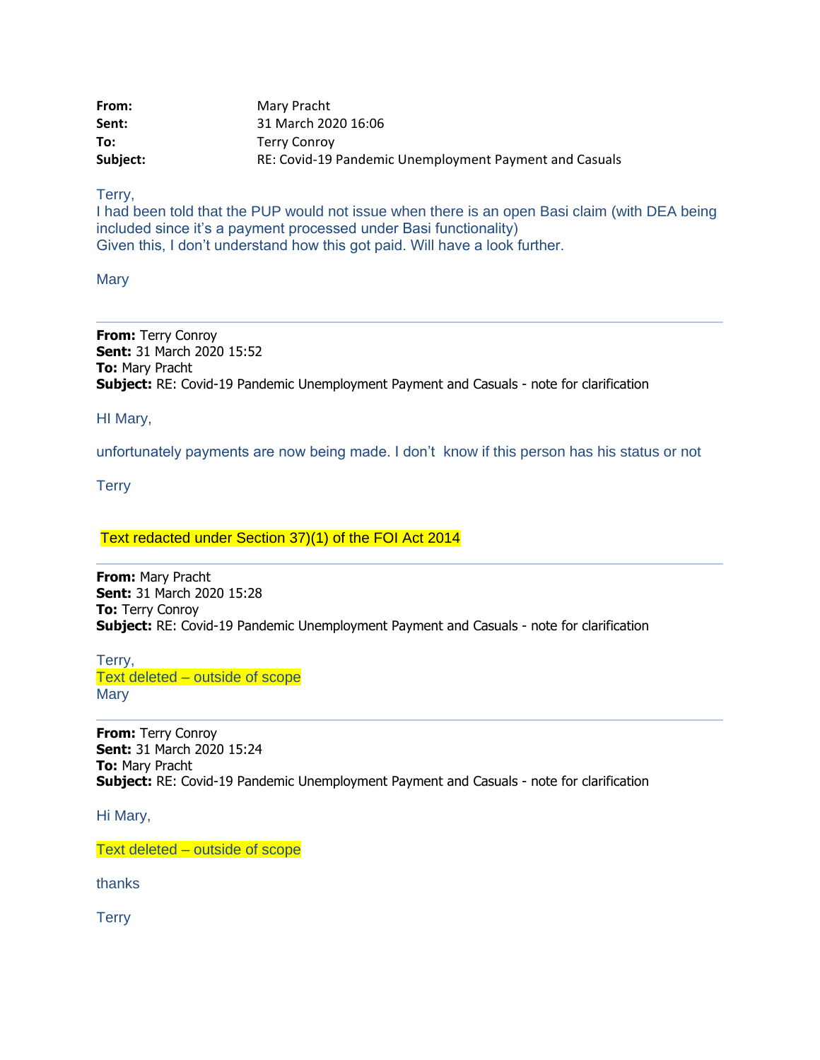**From:** Mary Pracht
**Sent:** 31 March 2020 16:06
**To:** Terry Conroy
**Subject:** RE: Covid-19 Pandemic Unemployment Payment and Casuals

Terry,
I had been told that the PUP would not issue when there is an open Basi claim (with DEA being included since it's a payment processed under Basi functionality)
Given this, I don't understand how this got paid. Will have a look further.

Mary

---

**From:** Terry Conroy
**Sent:** 31 March 2020 15:52
**To:** Mary Pracht
**Subject:** RE: Covid-19 Pandemic Unemployment Payment and Casuals - note for clarification

HI Mary,

unfortunately payments are now being made. I don't know if this person has his status or not

Terry

Text redacted under Section 37)(1) of the FOI Act 2014

---

**From:** Mary Pracht
**Sent:** 31 March 2020 15:28
**To:** Terry Conroy
**Subject:** RE: Covid-19 Pandemic Unemployment Payment and Casuals - note for clarification

Terry,
Text deleted – outside of scope
Mary

---

**From:** Terry Conroy
**Sent:** 31 March 2020 15:24
**To:** Mary Pracht
**Subject:** RE: Covid-19 Pandemic Unemployment Payment and Casuals - note for clarification

Hi Mary,

Text deleted – outside of scope

thanks

Terry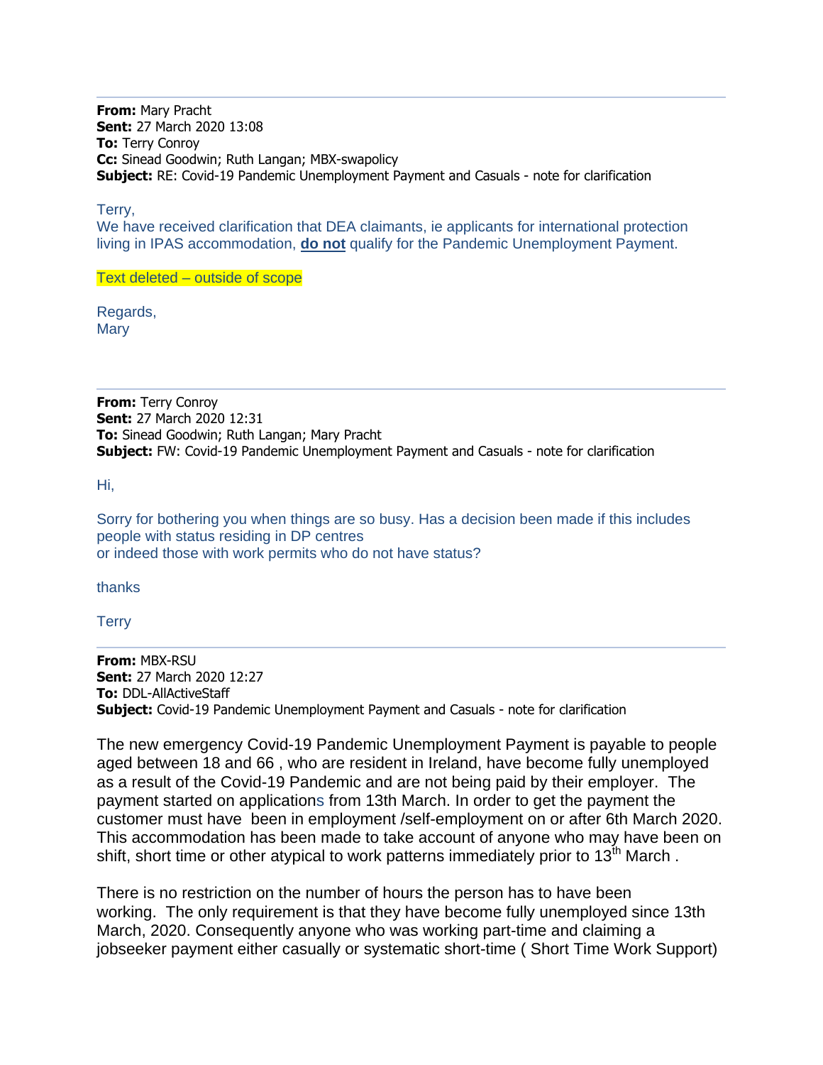---

**From:** Mary Pracht
**Sent:** 27 March 2020 13:08
**To:** Terry Conroy
**Cc:** Sinead Goodwin; Ruth Langan; MBX-swapolicy
**Subject:** RE: Covid-19 Pandemic Unemployment Payment and Casuals - note for clarification

Terry,
We have received clarification that DEA claimants, ie applicants for international protection living in IPAS accommodation, **do not** qualify for the Pandemic Unemployment Payment.

Text deleted – outside of scope

Regards,
Mary

---

**From:** Terry Conroy
**Sent:** 27 March 2020 12:31
**To:** Sinead Goodwin; Ruth Langan; Mary Pracht
**Subject:** FW: Covid-19 Pandemic Unemployment Payment and Casuals - note for clarification

Hi,

Sorry for bothering you when things are so busy. Has a decision been made if this includes people with status residing in DP centres
or indeed those with work permits who do not have status?

thanks

Terry

---

**From:** MBX-RSU
**Sent:** 27 March 2020 12:27
**To:** DDL-AllActiveStaff
**Subject:** Covid-19 Pandemic Unemployment Payment and Casuals - note for clarification

The new emergency Covid-19 Pandemic Unemployment Payment is payable to people aged between 18 and 66 , who are resident in Ireland, have become fully unemployed as a result of the Covid-19 Pandemic and are not being paid by their employer. The payment started on applications from 13th March. In order to get the payment the customer must have been in employment /self-employment on or after 6th March 2020. This accommodation has been made to take account of anyone who may have been on shift, short time or other atypical to work patterns immediately prior to 13th March .

There is no restriction on the number of hours the person has to have been working. The only requirement is that they have become fully unemployed since 13th March, 2020. Consequently anyone who was working part-time and claiming a jobseeker payment either casually or systematic short-time ( Short Time Work Support)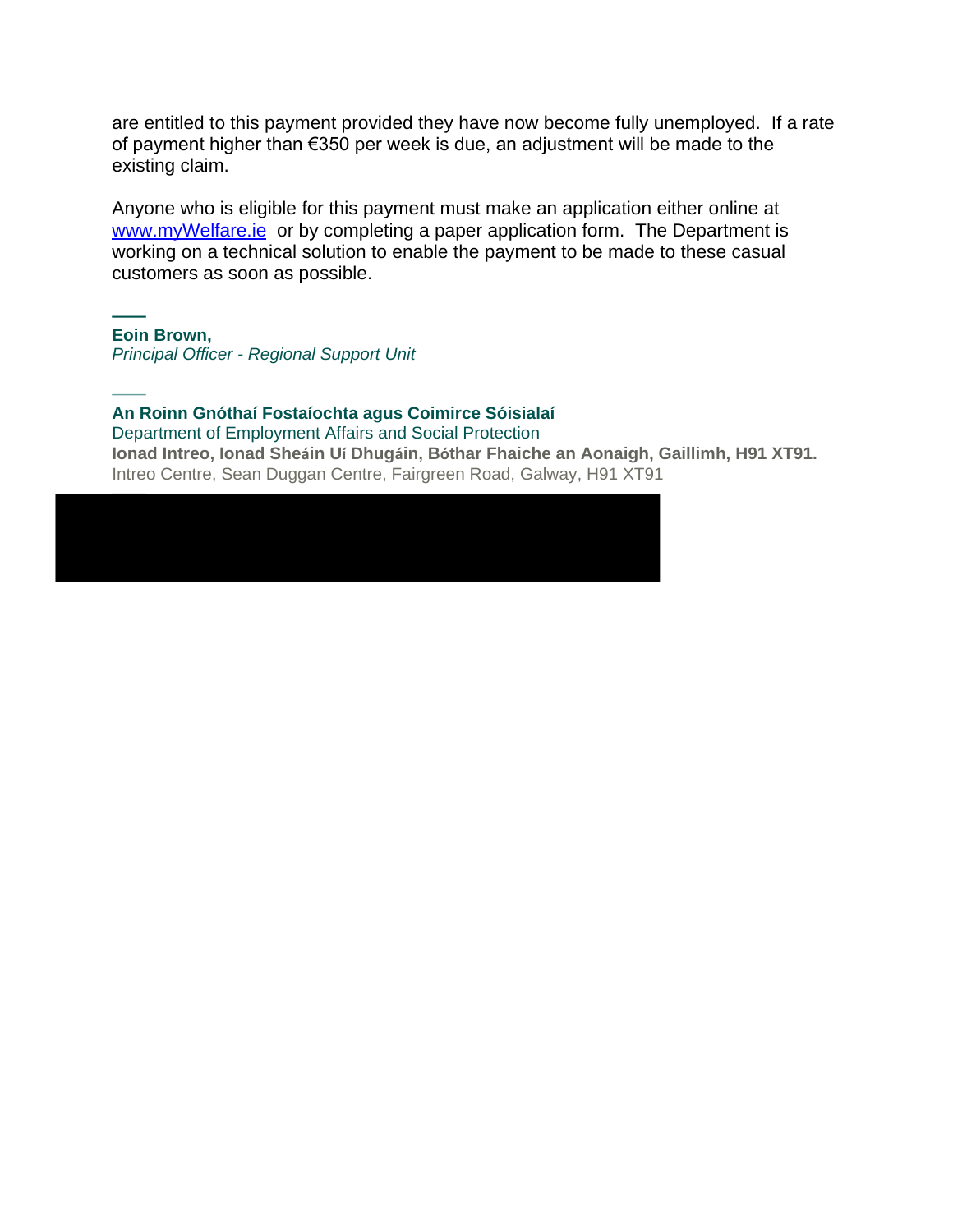are entitled to this payment provided they have now become fully unemployed. If a rate of payment higher than €350 per week is due, an adjustment will be made to the existing claim.

Anyone who is eligible for this payment must make an application either online at [www.myWelfare.ie](http://www.myWelfare.ie) or by completing a paper application form. The Department is working on a technical solution to enable the payment to be made to these casual customers as soon as possible.

**Eoin Brown,**
*Principal Officer - Regional Support Unit*

**An Roinn Gnóthaí Fostaíochta agus Coimirce Sóisialaí**
Department of Employment Affairs and Social Protection
**Ionad Intreo, Ionad Sheáin Uí Dhugáin, Bóthar Fhaiche an Aonaigh, Gaillimh, H91 XT91.**
Intreo Centre, Sean Duggan Centre, Fairgreen Road, Galway, H91 XT91